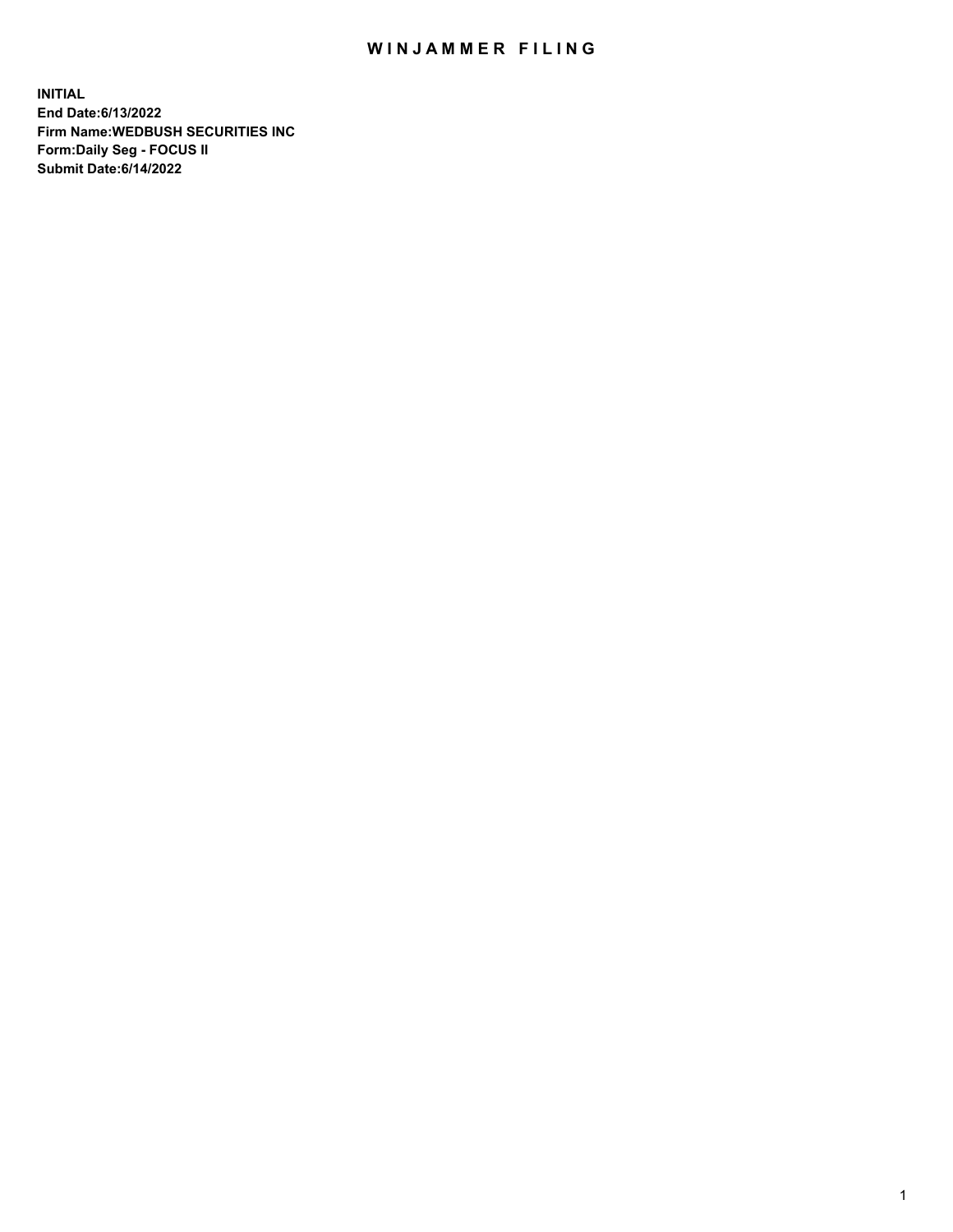# WINJAMMER FILING

**INITIAL**
**End Date:6/13/2022**
**Firm Name:WEDBUSH SECURITIES INC**
**Form:Daily Seg - FOCUS II**
**Submit Date:6/14/2022**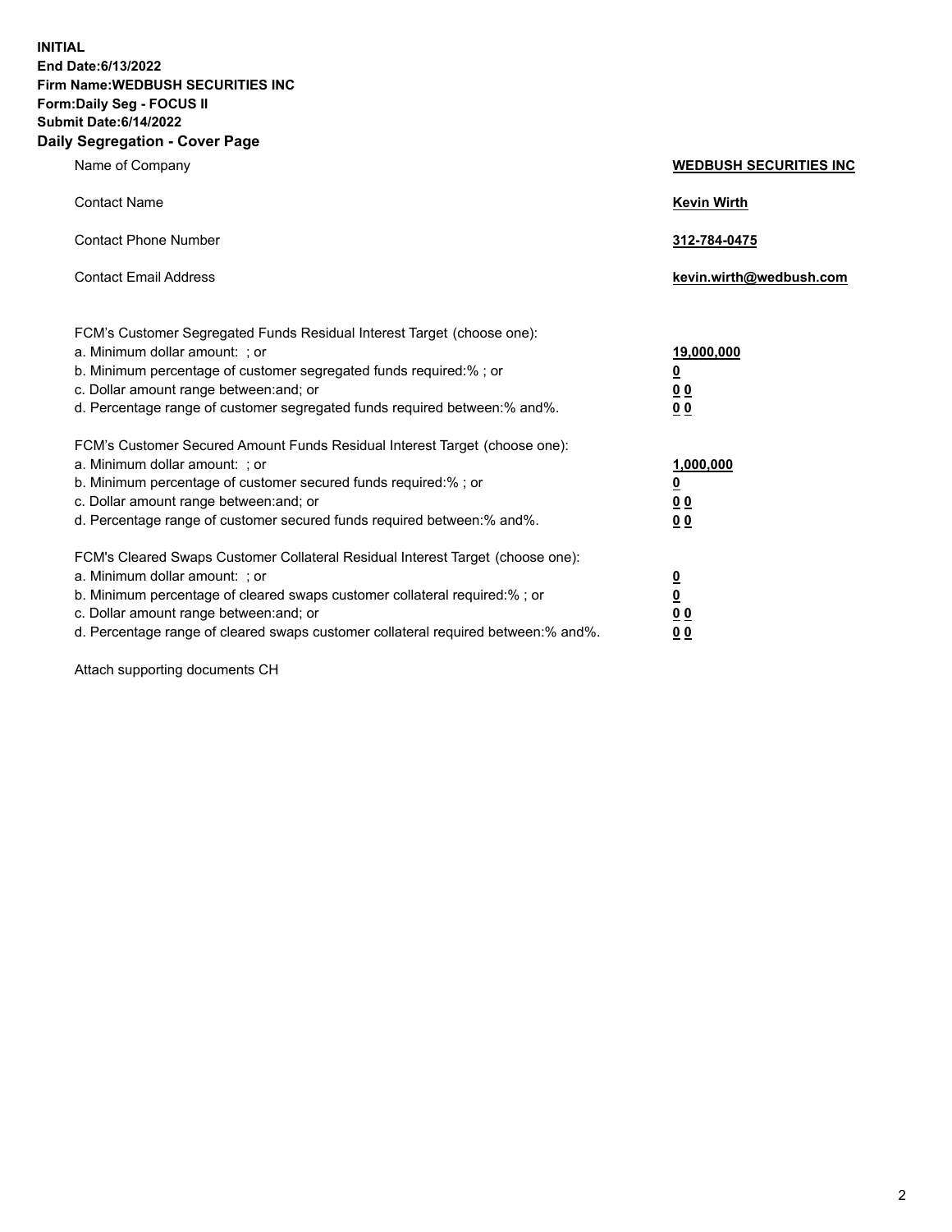**INITIAL**
**End Date:6/13/2022**
**Firm Name:WEDBUSH SECURITIES INC**
**Form:Daily Seg - FOCUS II**
**Submit Date:6/14/2022**

## Daily Segregation - Cover Page

| | |
|---|---|
| Name of Company | **WEDBUSH SECURITIES INC** |
| Contact Name | **Kevin Wirth** |
| Contact Phone Number | **312-784-0475** |
| Contact Email Address | **kevin.wirth@wedbush.com** |

| | |
|---|---|
| FCM's Customer Segregated Funds Residual Interest Target (choose one): | |
| a. Minimum dollar amount: ; or | **19,000,000** |
| b. Minimum percentage of customer segregated funds required:% ; or | **0** |
| c. Dollar amount range between:and; or | **0 0** |
| d. Percentage range of customer segregated funds required between:% and%. | **0 0** |
| FCM's Customer Secured Amount Funds Residual Interest Target (choose one): | |
| a. Minimum dollar amount: ; or | **1,000,000** |
| b. Minimum percentage of customer secured funds required:% ; or | **0** |
| c. Dollar amount range between:and; or | **0 0** |
| d. Percentage range of customer secured funds required between:% and%. | **0 0** |
| FCM's Cleared Swaps Customer Collateral Residual Interest Target (choose one): | |
| a. Minimum dollar amount: ; or | **0** |
| b. Minimum percentage of cleared swaps customer collateral required:% ; or | **0** |
| c. Dollar amount range between:and; or | **0 0** |
| d. Percentage range of cleared swaps customer collateral required between:% and%. | **0 0** |

Attach supporting documents CH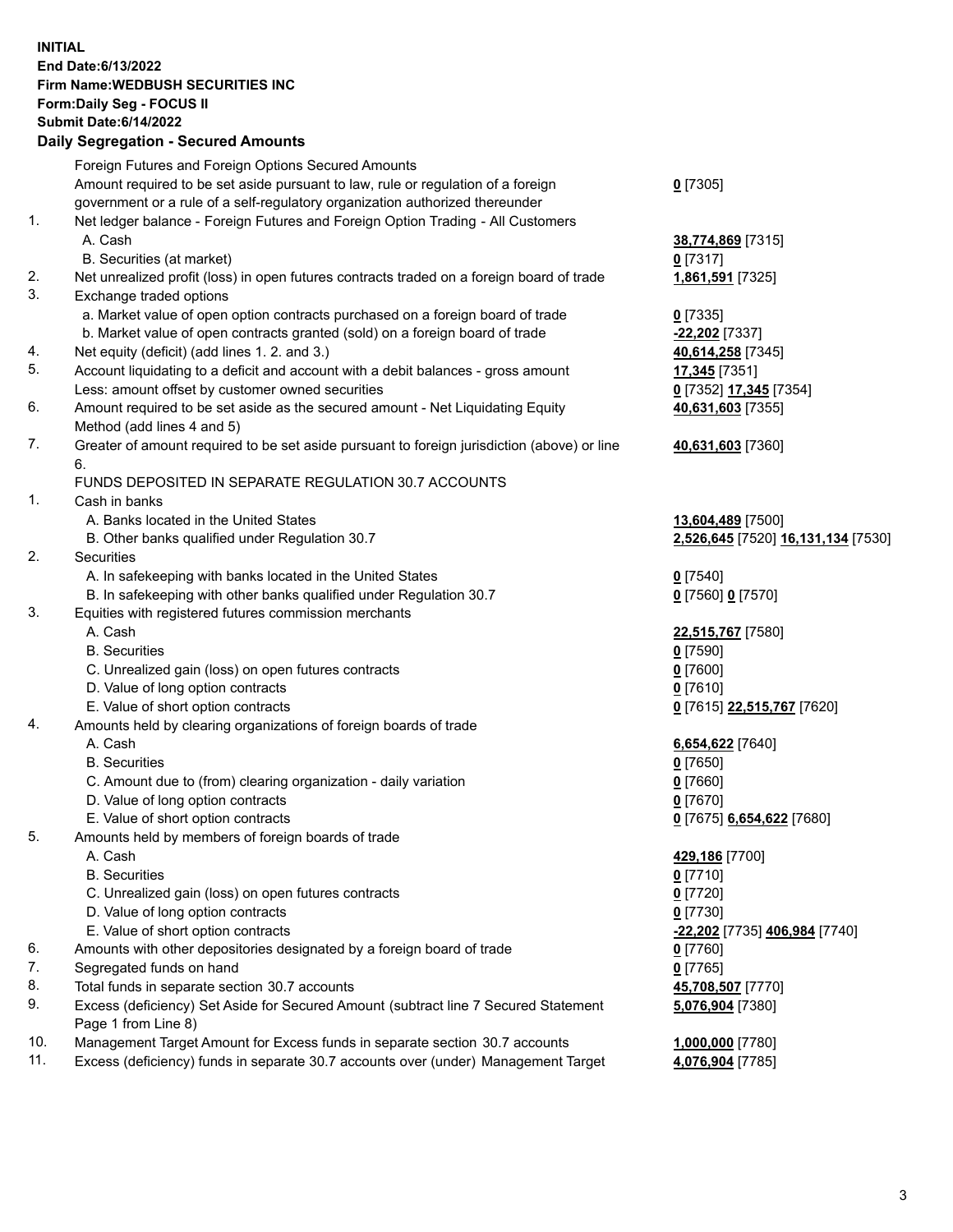**INITIAL**
**End Date:6/13/2022**
**Firm Name:WEDBUSH SECURITIES INC**
**Form:Daily Seg - FOCUS II**
**Submit Date:6/14/2022**

## Daily Segregation - Secured Amounts

| | | |
|---|---|---|
| | Foreign Futures and Foreign Options Secured Amounts | |
| | Amount required to be set aside pursuant to law, rule or regulation of a foreign government or a rule of a self-regulatory organization authorized thereunder | **0** [7305] |
| 1. | Net ledger balance - Foreign Futures and Foreign Option Trading - All Customers | |
| | A. Cash | **38,774,869** [7315] |
| | B. Securities (at market) | **0** [7317] |
| 2. | Net unrealized profit (loss) in open futures contracts traded on a foreign board of trade | **1,861,591** [7325] |
| 3. | Exchange traded options | |
| | a. Market value of open option contracts purchased on a foreign board of trade | **0** [7335] |
| | b. Market value of open contracts granted (sold) on a foreign board of trade | **-22,202** [7337] |
| 4. | Net equity (deficit) (add lines 1. 2. and 3.) | **40,614,258** [7345] |
| 5. | Account liquidating to a deficit and account with a debit balances - gross amount | **17,345** [7351] |
| | Less: amount offset by customer owned securities | **0** [7352] **17,345** [7354] |
| 6. | Amount required to be set aside as the secured amount - Net Liquidating Equity Method (add lines 4 and 5) | **40,631,603** [7355] |
| 7. | Greater of amount required to be set aside pursuant to foreign jurisdiction (above) or line 6. | **40,631,603** [7360] |
| | FUNDS DEPOSITED IN SEPARATE REGULATION 30.7 ACCOUNTS | |
| 1. | Cash in banks | |
| | A. Banks located in the United States | **13,604,489** [7500] |
| | B. Other banks qualified under Regulation 30.7 | **2,526,645** [7520] **16,131,134** [7530] |
| 2. | Securities | |
| | A. In safekeeping with banks located in the United States | **0** [7540] |
| | B. In safekeeping with other banks qualified under Regulation 30.7 | **0** [7560] **0** [7570] |
| 3. | Equities with registered futures commission merchants | |
| | A. Cash | **22,515,767** [7580] |
| | B. Securities | **0** [7590] |
| | C. Unrealized gain (loss) on open futures contracts | **0** [7600] |
| | D. Value of long option contracts | **0** [7610] |
| | E. Value of short option contracts | **0** [7615] **22,515,767** [7620] |
| 4. | Amounts held by clearing organizations of foreign boards of trade | |
| | A. Cash | **6,654,622** [7640] |
| | B. Securities | **0** [7650] |
| | C. Amount due to (from) clearing organization - daily variation | **0** [7660] |
| | D. Value of long option contracts | **0** [7670] |
| | E. Value of short option contracts | **0** [7675] **6,654,622** [7680] |
| 5. | Amounts held by members of foreign boards of trade | |
| | A. Cash | **429,186** [7700] |
| | B. Securities | **0** [7710] |
| | C. Unrealized gain (loss) on open futures contracts | **0** [7720] |
| | D. Value of long option contracts | **0** [7730] |
| | E. Value of short option contracts | **-22,202** [7735] **406,984** [7740] |
| 6. | Amounts with other depositories designated by a foreign board of trade | **0** [7760] |
| 7. | Segregated funds on hand | **0** [7765] |
| 8. | Total funds in separate section 30.7 accounts | **45,708,507** [7770] |
| 9. | Excess (deficiency) Set Aside for Secured Amount (subtract line 7 Secured Statement Page 1 from Line 8) | **5,076,904** [7380] |
| 10. | Management Target Amount for Excess funds in separate section 30.7 accounts | **1,000,000** [7780] |
| 11. | Excess (deficiency) funds in separate 30.7 accounts over (under) Management Target | **4,076,904** [7785] |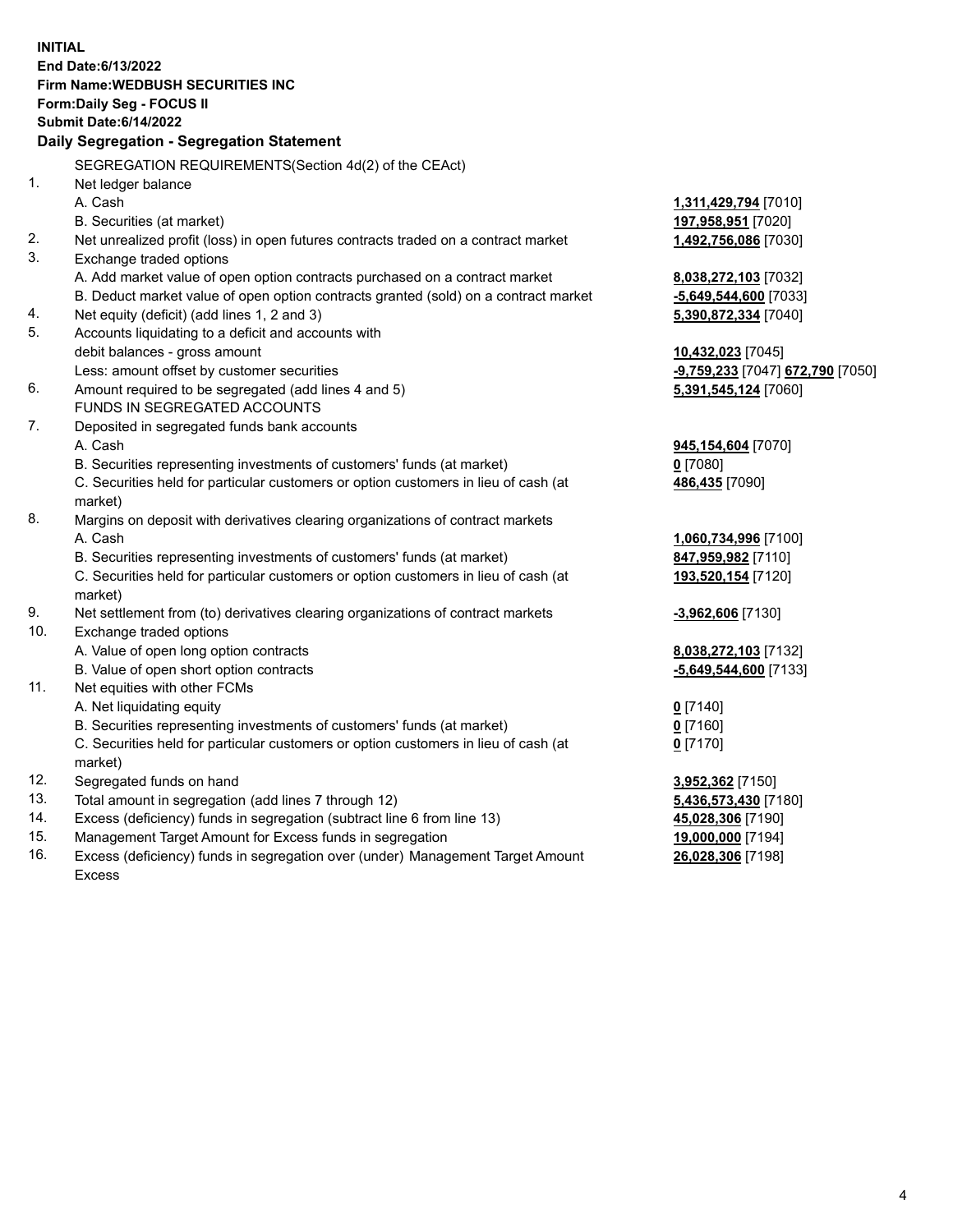**INITIAL**
**End Date:6/13/2022**
**Firm Name:WEDBUSH SECURITIES INC**
**Form:Daily Seg - FOCUS II**
**Submit Date:6/14/2022**

### Daily Segregation - Segregation Statement

SEGREGATION REQUIREMENTS(Section 4d(2) of the CEAct)

| | | |
|---|---|---|
| 1. | Net ledger balance | |
| | A. Cash | **1,311,429,794** [7010] |
| | B. Securities (at market) | **197,958,951** [7020] |
| 2. | Net unrealized profit (loss) in open futures contracts traded on a contract market | **1,492,756,086** [7030] |
| 3. | Exchange traded options | |
| | A. Add market value of open option contracts purchased on a contract market | **8,038,272,103** [7032] |
| | B. Deduct market value of open option contracts granted (sold) on a contract market | **-5,649,544,600** [7033] |
| 4. | Net equity (deficit) (add lines 1, 2 and 3) | **5,390,872,334** [7040] |
| 5. | Accounts liquidating to a deficit and accounts with debit balances - gross amount | **10,432,023** [7045] |
| | Less: amount offset by customer securities | **-9,759,233** [7047] **672,790** [7050] |
| 6. | Amount required to be segregated (add lines 4 and 5) | **5,391,545,124** [7060] |
| | FUNDS IN SEGREGATED ACCOUNTS | |
| 7. | Deposited in segregated funds bank accounts | |
| | A. Cash | **945,154,604** [7070] |
| | B. Securities representing investments of customers' funds (at market) | **0** [7080] |
| | C. Securities held for particular customers or option customers in lieu of cash (at market) | **486,435** [7090] |
| 8. | Margins on deposit with derivatives clearing organizations of contract markets | |
| | A. Cash | **1,060,734,996** [7100] |
| | B. Securities representing investments of customers' funds (at market) | **847,959,982** [7110] |
| | C. Securities held for particular customers or option customers in lieu of cash (at market) | **193,520,154** [7120] |
| 9. | Net settlement from (to) derivatives clearing organizations of contract markets | **-3,962,606** [7130] |
| 10. | Exchange traded options | |
| | A. Value of open long option contracts | **8,038,272,103** [7132] |
| | B. Value of open short option contracts | **-5,649,544,600** [7133] |
| 11. | Net equities with other FCMs | |
| | A. Net liquidating equity | **0** [7140] |
| | B. Securities representing investments of customers' funds (at market) | **0** [7160] |
| | C. Securities held for particular customers or option customers in lieu of cash (at market) | **0** [7170] |
| 12. | Segregated funds on hand | **3,952,362** [7150] |
| 13. | Total amount in segregation (add lines 7 through 12) | **5,436,573,430** [7180] |
| 14. | Excess (deficiency) funds in segregation (subtract line 6 from line 13) | **45,028,306** [7190] |
| 15. | Management Target Amount for Excess funds in segregation | **19,000,000** [7194] |
| 16. | Excess (deficiency) funds in segregation over (under) Management Target Amount Excess | **26,028,306** [7198] |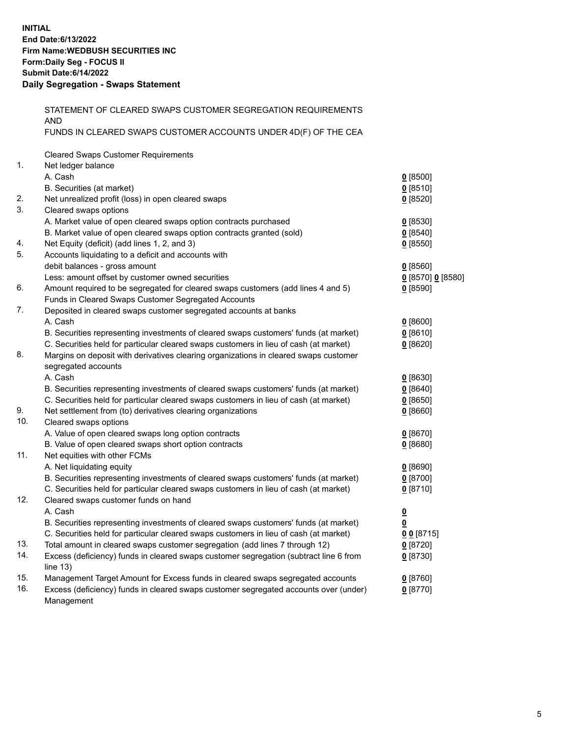**INITIAL**
**End Date:6/13/2022**
**Firm Name:WEDBUSH SECURITIES INC**
**Form:Daily Seg - FOCUS II**
**Submit Date:6/14/2022**
**Daily Segregation - Swaps Statement**

STATEMENT OF CLEARED SWAPS CUSTOMER SEGREGATION REQUIREMENTS AND
FUNDS IN CLEARED SWAPS CUSTOMER ACCOUNTS UNDER 4D(F) OF THE CEA

| | | |
|---|---|---|
| | Cleared Swaps Customer Requirements | |
| 1. | Net ledger balance | |
| | A. Cash | 0 [8500] |
| | B. Securities (at market) | 0 [8510] |
| 2. | Net unrealized profit (loss) in open cleared swaps | 0 [8520] |
| 3. | Cleared swaps options | |
| | A. Market value of open cleared swaps option contracts purchased | 0 [8530] |
| | B. Market value of open cleared swaps option contracts granted (sold) | 0 [8540] |
| 4. | Net Equity (deficit) (add lines 1, 2, and 3) | 0 [8550] |
| 5. | Accounts liquidating to a deficit and accounts with | |
| | debit balances - gross amount | 0 [8560] |
| | Less: amount offset by customer owned securities | 0 [8570] 0 [8580] |
| 6. | Amount required to be segregated for cleared swaps customers (add lines 4 and 5) | 0 [8590] |
| | Funds in Cleared Swaps Customer Segregated Accounts | |
| 7. | Deposited in cleared swaps customer segregated accounts at banks | |
| | A. Cash | 0 [8600] |
| | B. Securities representing investments of cleared swaps customers' funds (at market) | 0 [8610] |
| | C. Securities held for particular cleared swaps customers in lieu of cash (at market) | 0 [8620] |
| 8. | Margins on deposit with derivatives clearing organizations in cleared swaps customer segregated accounts | |
| | A. Cash | 0 [8630] |
| | B. Securities representing investments of cleared swaps customers' funds (at market) | 0 [8640] |
| | C. Securities held for particular cleared swaps customers in lieu of cash (at market) | 0 [8650] |
| 9. | Net settlement from (to) derivatives clearing organizations | 0 [8660] |
| 10. | Cleared swaps options | |
| | A. Value of open cleared swaps long option contracts | 0 [8670] |
| | B. Value of open cleared swaps short option contracts | 0 [8680] |
| 11. | Net equities with other FCMs | |
| | A. Net liquidating equity | 0 [8690] |
| | B. Securities representing investments of cleared swaps customers' funds (at market) | 0 [8700] |
| | C. Securities held for particular cleared swaps customers in lieu of cash (at market) | 0 [8710] |
| 12. | Cleared swaps customer funds on hand | |
| | A. Cash | 0 |
| | B. Securities representing investments of cleared swaps customers' funds (at market) | 0 |
| | C. Securities held for particular cleared swaps customers in lieu of cash (at market) | 0 0 [8715] |
| 13. | Total amount in cleared swaps customer segregation (add lines 7 through 12) | 0 [8720] |
| 14. | Excess (deficiency) funds in cleared swaps customer segregation (subtract line 6 from line 13) | 0 [8730] |
| 15. | Management Target Amount for Excess funds in cleared swaps segregated accounts | 0 [8760] |
| 16. | Excess (deficiency) funds in cleared swaps customer segregated accounts over (under) Management | 0 [8770] |